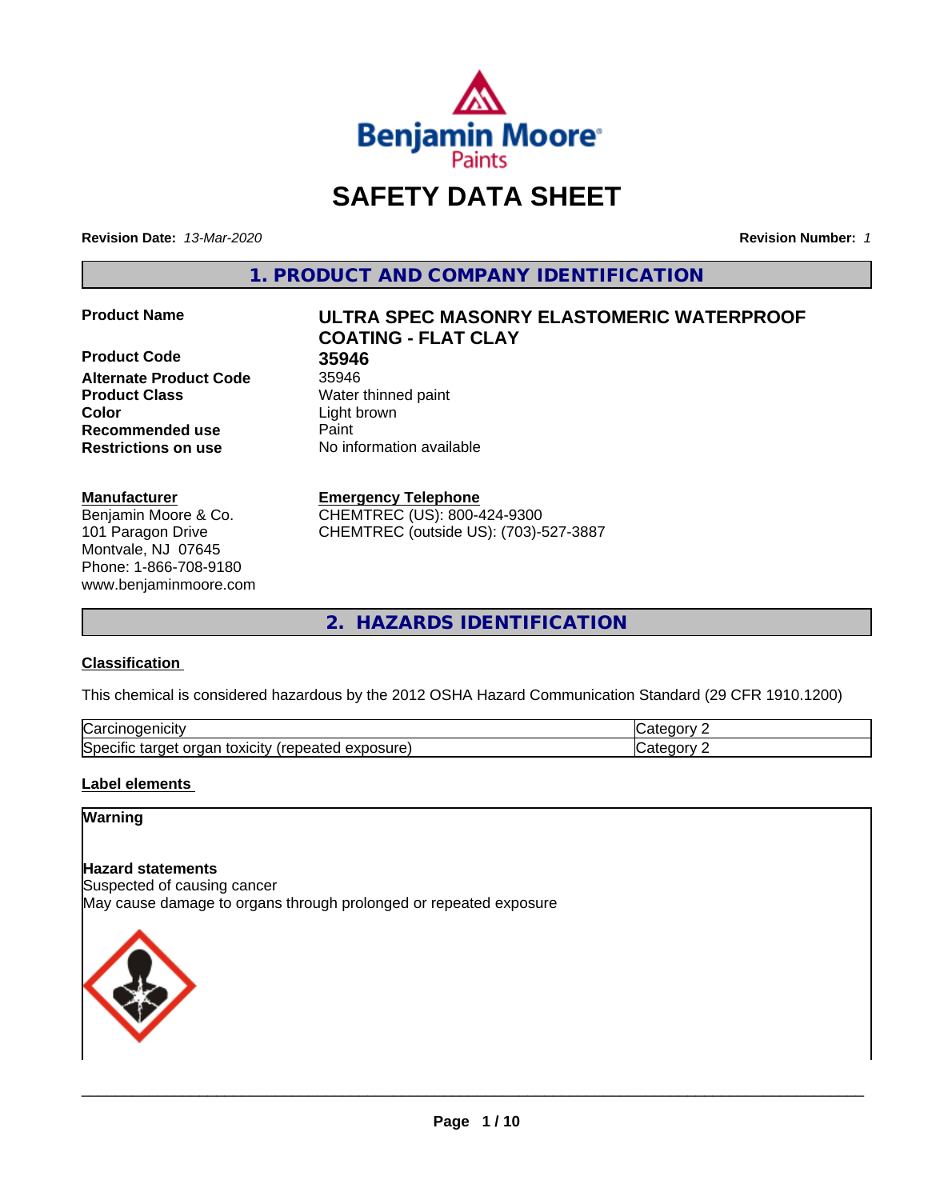Benjamin Moore Paints

# SAFETY DATA SHEET

**Revision Date:** *13-Mar-2020* **Revision Number:** *1*

## 1. PRODUCT AND COMPANY IDENTIFICATION

| | |
|---|---|
| **Product Name** | **ULTRA SPEC MASONRY ELASTOMERIC WATERPROOF COATING - FLAT CLAY** |
| **Product Code** | **35946** |
| **Alternate Product Code** | 35946 |
| **Product Class** | Water thinned paint |
| **Color** | Light brown |
| **Recommended use** | Paint |
| **Restrictions on use** | No information available |

**Manufacturer**
Benjamin Moore & Co.
101 Paragon Drive
Montvale, NJ 07645
Phone: 1-866-708-9180
www.benjaminmoore.com

**Emergency Telephone**
CHEMTREC (US): 800-424-9300
CHEMTREC (outside US): (703)-527-3887

## 2. HAZARDS IDENTIFICATION

### Classification

This chemical is considered hazardous by the 2012 OSHA Hazard Communication Standard (29 CFR 1910.1200)

| | |
|---|---|
| Carcinogenicity | Category 2 |
| Specific target organ toxicity (repeated exposure) | Category 2 |

### Label elements

**Warning**

**Hazard statements**
Suspected of causing cancer
May cause damage to organs through prolonged or repeated exposure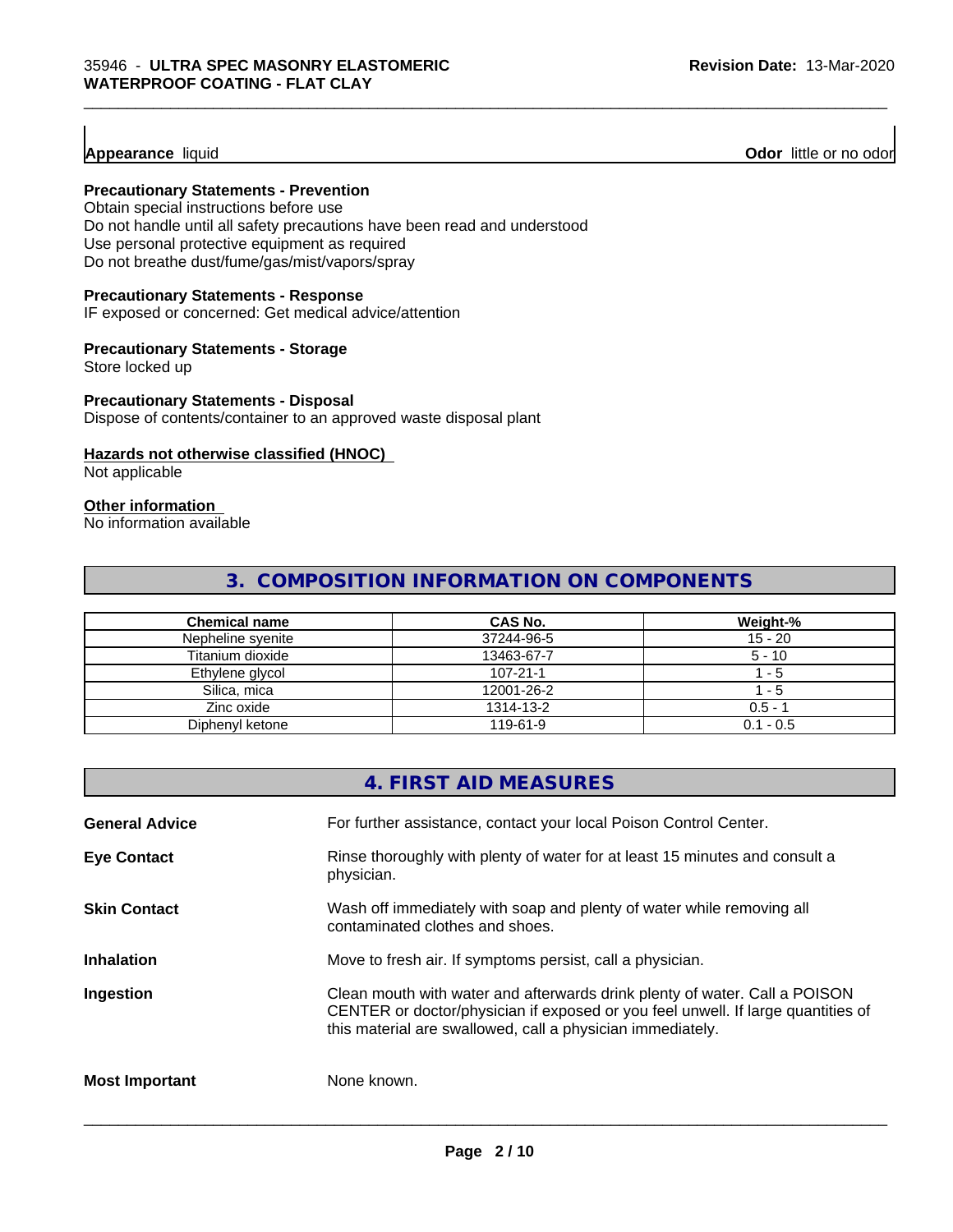**Appearance** liquid **Odor** little or no odor

**Precautionary Statements - Prevention**

Obtain special instructions before use
Do not handle until all safety precautions have been read and understood
Use personal protective equipment as required
Do not breathe dust/fume/gas/mist/vapors/spray

**Precautionary Statements - Response**

IF exposed or concerned: Get medical advice/attention

**Precautionary Statements - Storage**

Store locked up

**Precautionary Statements - Disposal**

Dispose of contents/container to an approved waste disposal plant

**Hazards not otherwise classified (HNOC)**

Not applicable

**Other information**

No information available

## 3. COMPOSITION INFORMATION ON COMPONENTS

| Chemical name | CAS No. | Weight-% |
|---|---|---|
| Nepheline syenite | 37244-96-5 | 15 - 20 |
| Titanium dioxide | 13463-67-7 | 5 - 10 |
| Ethylene glycol | 107-21-1 | 1 - 5 |
| Silica, mica | 12001-26-2 | 1 - 5 |
| Zinc oxide | 1314-13-2 | 0.5 - 1 |
| Diphenyl ketone | 119-61-9 | 0.1 - 0.5 |

## 4. FIRST AID MEASURES

**General Advice** For further assistance, contact your local Poison Control Center.

**Eye Contact** Rinse thoroughly with plenty of water for at least 15 minutes and consult a physician.

**Skin Contact** Wash off immediately with soap and plenty of water while removing all contaminated clothes and shoes.

**Inhalation** Move to fresh air. If symptoms persist, call a physician.

**Ingestion** Clean mouth with water and afterwards drink plenty of water. Call a POISON CENTER or doctor/physician if exposed or you feel unwell. If large quantities of this material are swallowed, call a physician immediately.

**Most Important** None known.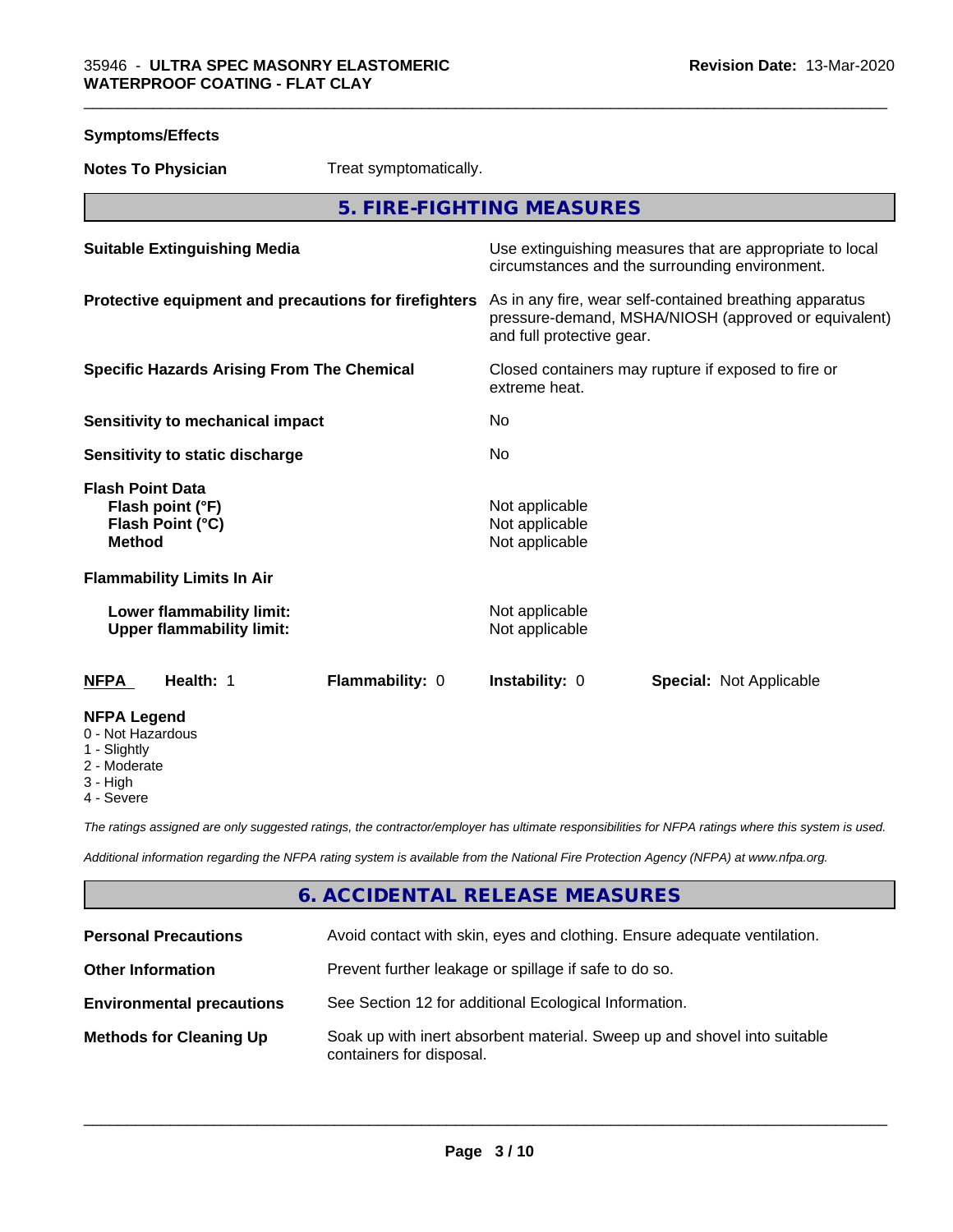**Symptoms/Effects**

**Notes To Physician** Treat symptomatically.

## 5. FIRE-FIGHTING MEASURES

| | |
|---|---|
| **Suitable Extinguishing Media** | Use extinguishing measures that are appropriate to local circumstances and the surrounding environment. |
| **Protective equipment and precautions for firefighters** | As in any fire, wear self-contained breathing apparatus pressure-demand, MSHA/NIOSH (approved or equivalent) and full protective gear. |
| **Specific Hazards Arising From The Chemical** | Closed containers may rupture if exposed to fire or extreme heat. |
| **Sensitivity to mechanical impact** | No |
| **Sensitivity to static discharge** | No |

**Flash Point Data**

| | |
|---|---|
| **Flash point (°F)** | Not applicable |
| **Flash Point (°C)** | Not applicable |
| **Method** | Not applicable |

**Flammability Limits In Air**

| | |
|---|---|
| **Lower flammability limit:** | Not applicable |
| **Upper flammability limit:** | Not applicable |

| **NFPA** | **Health:** 1 | **Flammability:** 0 | **Instability:** 0 | **Special:** Not Applicable |
|---|---|---|---|---|

**NFPA Legend**
- 0 - Not Hazardous
- 1 - Slightly
- 2 - Moderate
- 3 - High
- 4 - Severe

*The ratings assigned are only suggested ratings, the contractor/employer has ultimate responsibilities for NFPA ratings where this system is used.*

*Additional information regarding the NFPA rating system is available from the National Fire Protection Agency (NFPA) at www.nfpa.org.*

## 6. ACCIDENTAL RELEASE MEASURES

| | |
|---|---|
| **Personal Precautions** | Avoid contact with skin, eyes and clothing. Ensure adequate ventilation. |
| **Other Information** | Prevent further leakage or spillage if safe to do so. |
| **Environmental precautions** | See Section 12 for additional Ecological Information. |
| **Methods for Cleaning Up** | Soak up with inert absorbent material. Sweep up and shovel into suitable containers for disposal. |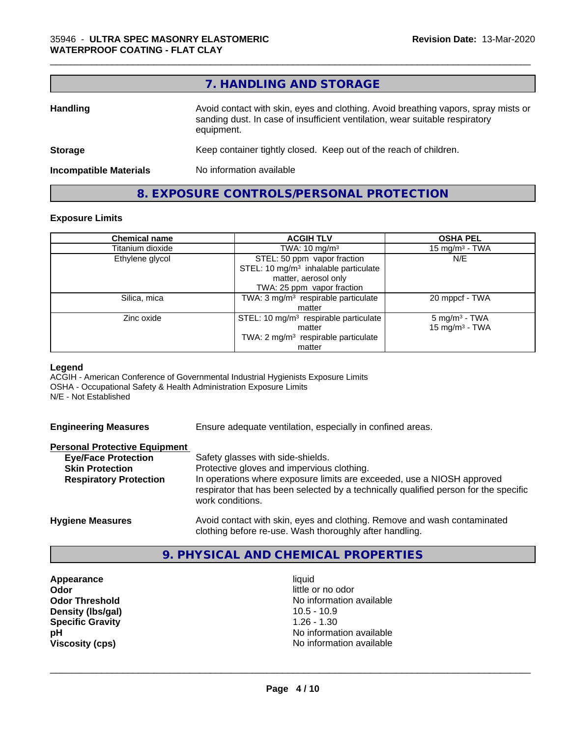## 7. HANDLING AND STORAGE

**Handling** — Avoid contact with skin, eyes and clothing. Avoid breathing vapors, spray mists or sanding dust. In case of insufficient ventilation, wear suitable respiratory equipment.

**Storage** — Keep container tightly closed. Keep out of the reach of children.

**Incompatible Materials** — No information available

## 8. EXPOSURE CONTROLS/PERSONAL PROTECTION

### Exposure Limits

| Chemical name | ACGIH TLV | OSHA PEL |
|---|---|---|
| Titanium dioxide | TWA: 10 mg/m³ | 15 mg/m³ - TWA |
| Ethylene glycol | STEL: 50 ppm vapor fraction<br>STEL: 10 mg/m³ inhalable particulate matter, aerosol only<br>TWA: 25 ppm vapor fraction | N/E |
| Silica, mica | TWA: 3 mg/m³ respirable particulate matter | 20 mppcf - TWA |
| Zinc oxide | STEL: 10 mg/m³ respirable particulate matter<br>TWA: 2 mg/m³ respirable particulate matter | 5 mg/m³ - TWA<br>15 mg/m³ - TWA |

**Legend**
ACGIH - American Conference of Governmental Industrial Hygienists Exposure Limits
OSHA - Occupational Safety & Health Administration Exposure Limits
N/E - Not Established

**Engineering Measures** — Ensure adequate ventilation, especially in confined areas.

**Personal Protective Equipment**

- **Eye/Face Protection** — Safety glasses with side-shields.
- **Skin Protection** — Protective gloves and impervious clothing.
- **Respiratory Protection** — In operations where exposure limits are exceeded, use a NIOSH approved respirator that has been selected by a technically qualified person for the specific work conditions.

**Hygiene Measures** — Avoid contact with skin, eyes and clothing. Remove and wash contaminated clothing before re-use. Wash thoroughly after handling.

## 9. PHYSICAL AND CHEMICAL PROPERTIES

| | |
|---|---|
| **Appearance** | liquid |
| **Odor** | little or no odor |
| **Odor Threshold** | No information available |
| **Density (lbs/gal)** | 10.5 - 10.9 |
| **Specific Gravity** | 1.26 - 1.30 |
| **pH** | No information available |
| **Viscosity (cps)** | No information available |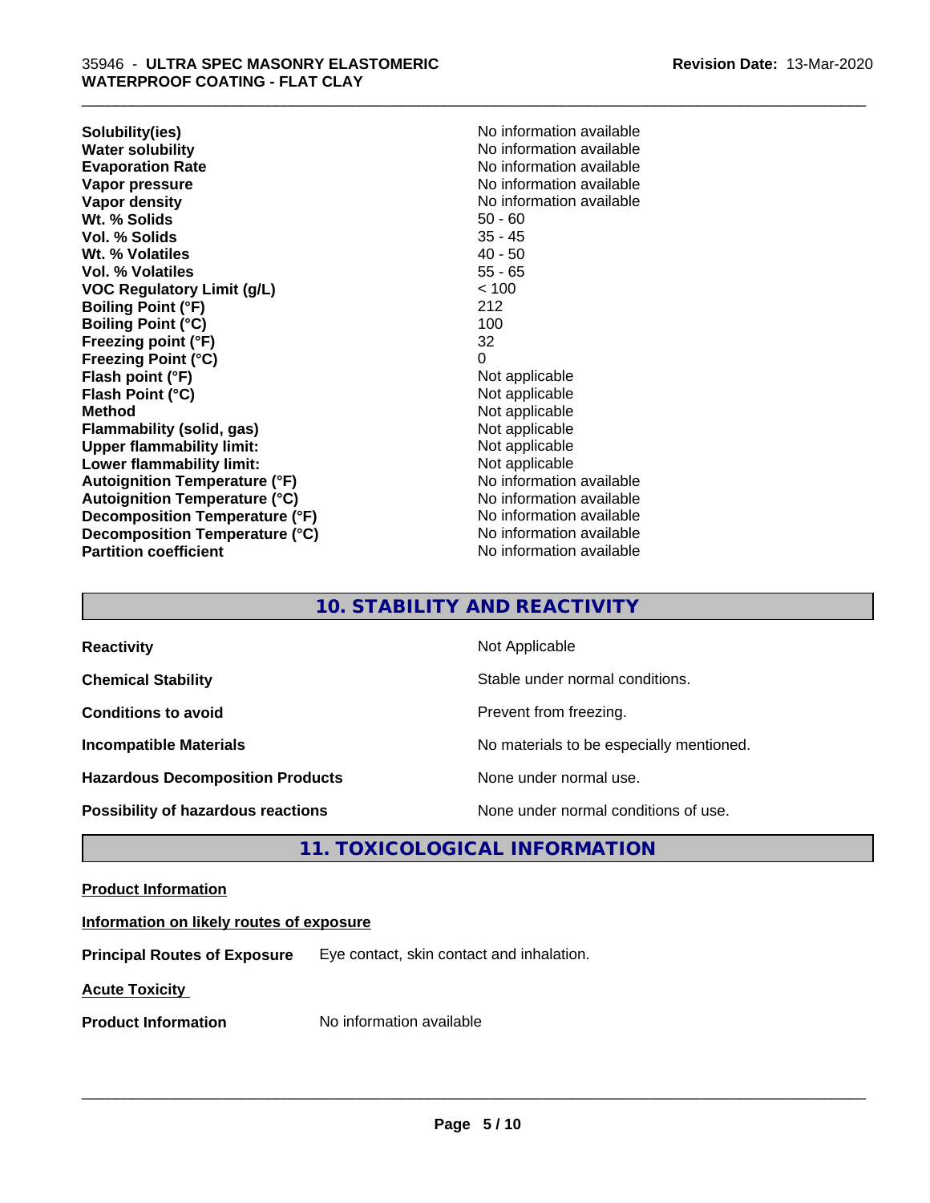| | |
|---|---|
| **Solubility(ies)** | No information available |
| **Water solubility** | No information available |
| **Evaporation Rate** | No information available |
| **Vapor pressure** | No information available |
| **Vapor density** | No information available |
| **Wt. % Solids** | 50 - 60 |
| **Vol. % Solids** | 35 - 45 |
| **Wt. % Volatiles** | 40 - 50 |
| **Vol. % Volatiles** | 55 - 65 |
| **VOC Regulatory Limit (g/L)** | < 100 |
| **Boiling Point (°F)** | 212 |
| **Boiling Point (°C)** | 100 |
| **Freezing point (°F)** | 32 |
| **Freezing Point (°C)** | 0 |
| **Flash point (°F)** | Not applicable |
| **Flash Point (°C)** | Not applicable |
| **Method** | Not applicable |
| **Flammability (solid, gas)** | Not applicable |
| **Upper flammability limit:** | Not applicable |
| **Lower flammability limit:** | Not applicable |
| **Autoignition Temperature (°F)** | No information available |
| **Autoignition Temperature (°C)** | No information available |
| **Decomposition Temperature (°F)** | No information available |
| **Decomposition Temperature (°C)** | No information available |
| **Partition coefficient** | No information available |

## 10. STABILITY AND REACTIVITY

| | |
|---|---|
| **Reactivity** | Not Applicable |
| **Chemical Stability** | Stable under normal conditions. |
| **Conditions to avoid** | Prevent from freezing. |
| **Incompatible Materials** | No materials to be especially mentioned. |
| **Hazardous Decomposition Products** | None under normal use. |
| **Possibility of hazardous reactions** | None under normal conditions of use. |

## 11. TOXICOLOGICAL INFORMATION

**Product Information**

**Information on likely routes of exposure**

**Principal Routes of Exposure** Eye contact, skin contact and inhalation.

**Acute Toxicity**

**Product Information** No information available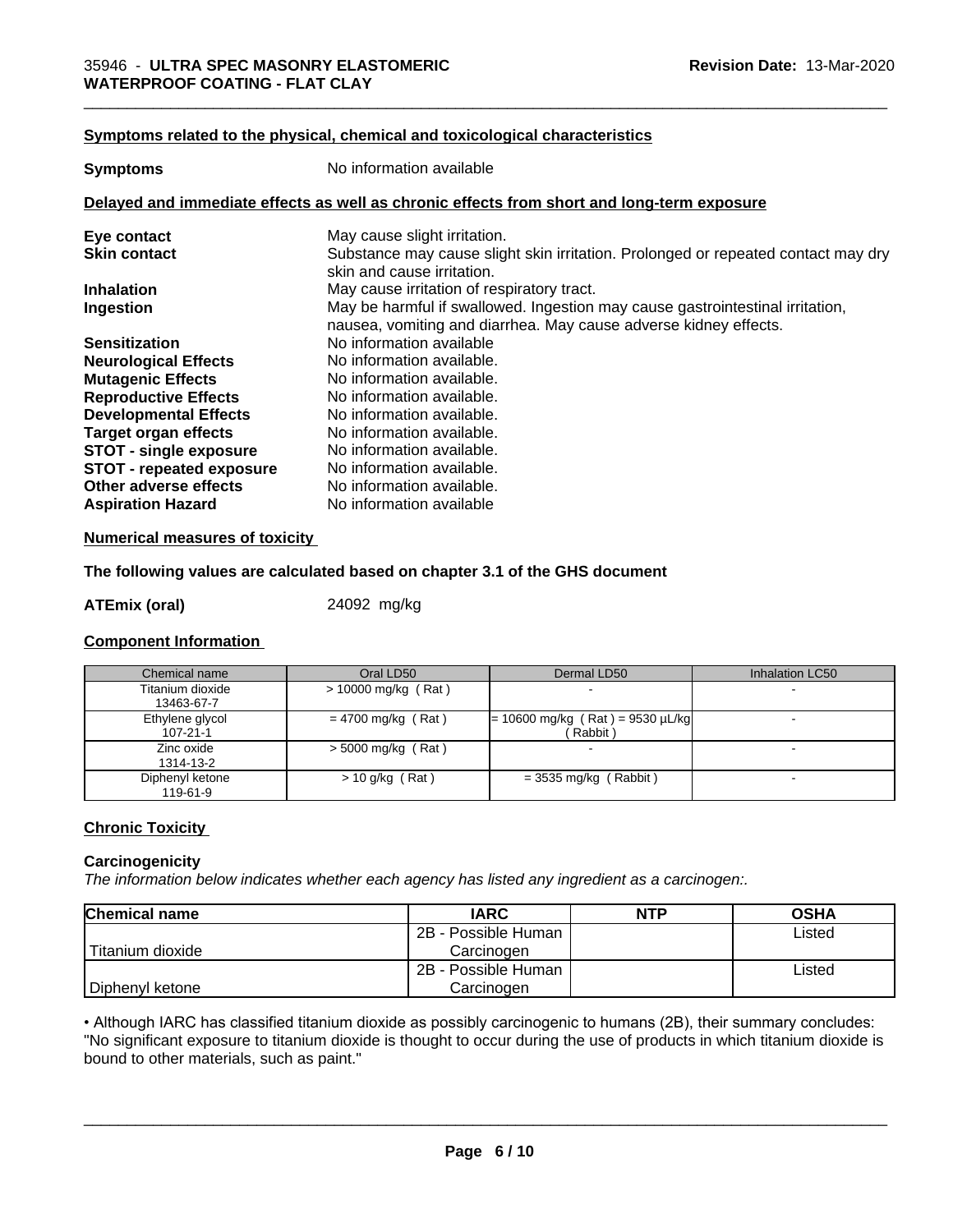#### Symptoms related to the physical, chemical and toxicological characteristics

**Symptoms** No information available

#### Delayed and immediate effects as well as chronic effects from short and long-term exposure

| | |
|---|---|
| **Eye contact** | May cause slight irritation. |
| **Skin contact** | Substance may cause slight skin irritation. Prolonged or repeated contact may dry skin and cause irritation. |
| **Inhalation** | May cause irritation of respiratory tract. |
| **Ingestion** | May be harmful if swallowed. Ingestion may cause gastrointestinal irritation, nausea, vomiting and diarrhea. May cause adverse kidney effects. |
| **Sensitization** | No information available |
| **Neurological Effects** | No information available. |
| **Mutagenic Effects** | No information available. |
| **Reproductive Effects** | No information available. |
| **Developmental Effects** | No information available. |
| **Target organ effects** | No information available. |
| **STOT - single exposure** | No information available. |
| **STOT - repeated exposure** | No information available. |
| **Other adverse effects** | No information available. |
| **Aspiration Hazard** | No information available |

#### Numerical measures of toxicity

**The following values are calculated based on chapter 3.1 of the GHS document**

**ATEmix (oral)** 24092 mg/kg

#### Component Information

| Chemical name | Oral LD50 | Dermal LD50 | Inhalation LC50 |
|---|---|---|---|
| Titanium dioxide 13463-67-7 | > 10000 mg/kg ( Rat ) | - | - |
| Ethylene glycol 107-21-1 | = 4700 mg/kg ( Rat ) | = 10600 mg/kg ( Rat ) = 9530 µL/kg ( Rabbit ) | - |
| Zinc oxide 1314-13-2 | > 5000 mg/kg ( Rat ) | - | - |
| Diphenyl ketone 119-61-9 | > 10 g/kg ( Rat ) | = 3535 mg/kg ( Rabbit ) | - |

#### Chronic Toxicity

**Carcinogenicity**

*The information below indicates whether each agency has listed any ingredient as a carcinogen:.*

| Chemical name | IARC | NTP | OSHA |
|---|---|---|---|
| Titanium dioxide | 2B - Possible Human Carcinogen | | Listed |
| Diphenyl ketone | 2B - Possible Human Carcinogen | | Listed |

• Although IARC has classified titanium dioxide as possibly carcinogenic to humans (2B), their summary concludes: "No significant exposure to titanium dioxide is thought to occur during the use of products in which titanium dioxide is bound to other materials, such as paint."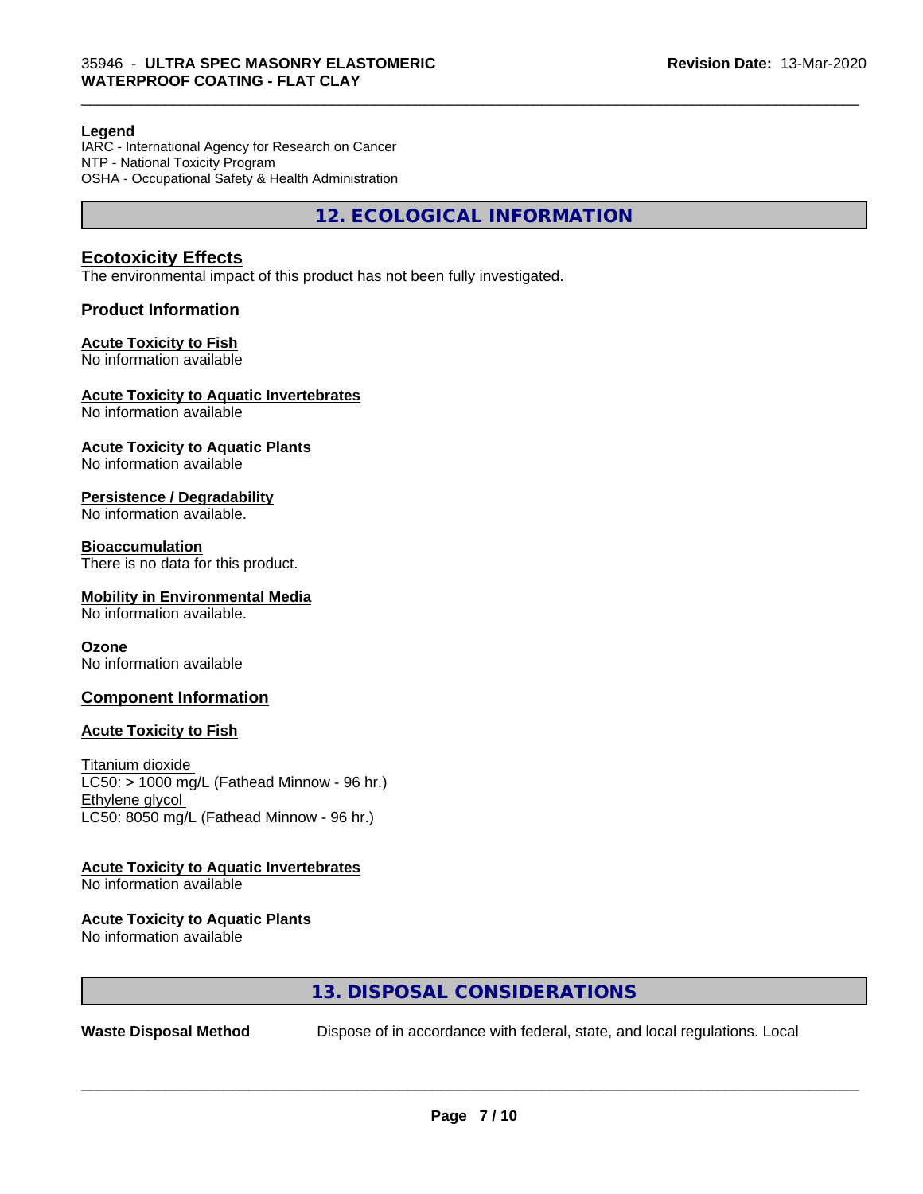**Legend**
IARC - International Agency for Research on Cancer
NTP - National Toxicity Program
OSHA - Occupational Safety & Health Administration

## 12. ECOLOGICAL INFORMATION

### Ecotoxicity Effects

The environmental impact of this product has not been fully investigated.

### Product Information

**Acute Toxicity to Fish**
No information available

**Acute Toxicity to Aquatic Invertebrates**
No information available

**Acute Toxicity to Aquatic Plants**
No information available

**Persistence / Degradability**
No information available.

**Bioaccumulation**
There is no data for this product.

**Mobility in Environmental Media**
No information available.

**Ozone**
No information available

### Component Information

**Acute Toxicity to Fish**

Titanium dioxide
LC50: > 1000 mg/L (Fathead Minnow - 96 hr.)
Ethylene glycol
LC50: 8050 mg/L (Fathead Minnow - 96 hr.)

**Acute Toxicity to Aquatic Invertebrates**
No information available

**Acute Toxicity to Aquatic Plants**
No information available

## 13. DISPOSAL CONSIDERATIONS

**Waste Disposal Method** Dispose of in accordance with federal, state, and local regulations. Local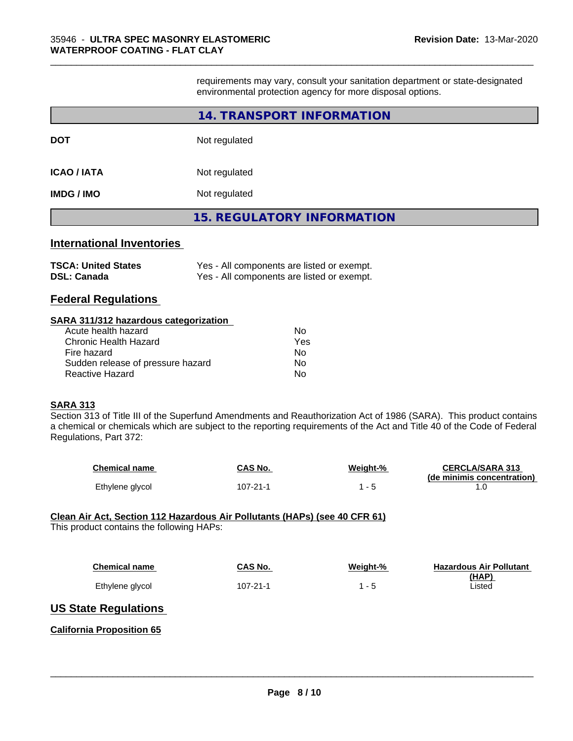requirements may vary, consult your sanitation department or state-designated environmental protection agency for more disposal options.

## 14. TRANSPORT INFORMATION

| | |
|---|---|
| **DOT** | Not regulated |
| **ICAO / IATA** | Not regulated |
| **IMDG / IMO** | Not regulated |

## 15. REGULATORY INFORMATION

### International Inventories

| | |
|---|---|
| **TSCA: United States** | Yes - All components are listed or exempt. |
| **DSL: Canada** | Yes - All components are listed or exempt. |

### Federal Regulations

**SARA 311/312 hazardous categorization**

| | |
|---|---|
| Acute health hazard | No |
| Chronic Health Hazard | Yes |
| Fire hazard | No |
| Sudden release of pressure hazard | No |
| Reactive Hazard | No |

**SARA 313**

Section 313 of Title III of the Superfund Amendments and Reauthorization Act of 1986 (SARA). This product contains a chemical or chemicals which are subject to the reporting requirements of the Act and Title 40 of the Code of Federal Regulations, Part 372:

| Chemical name | CAS No. | Weight-% | CERCLA/SARA 313 (de minimis concentration) |
|---|---|---|---|
| Ethylene glycol | 107-21-1 | 1 - 5 | 1.0 |

**Clean Air Act, Section 112 Hazardous Air Pollutants (HAPs) (see 40 CFR 61)**

This product contains the following HAPs:

| Chemical name | CAS No. | Weight-% | Hazardous Air Pollutant (HAP) |
|---|---|---|---|
| Ethylene glycol | 107-21-1 | 1 - 5 | Listed |

### US State Regulations

**California Proposition 65**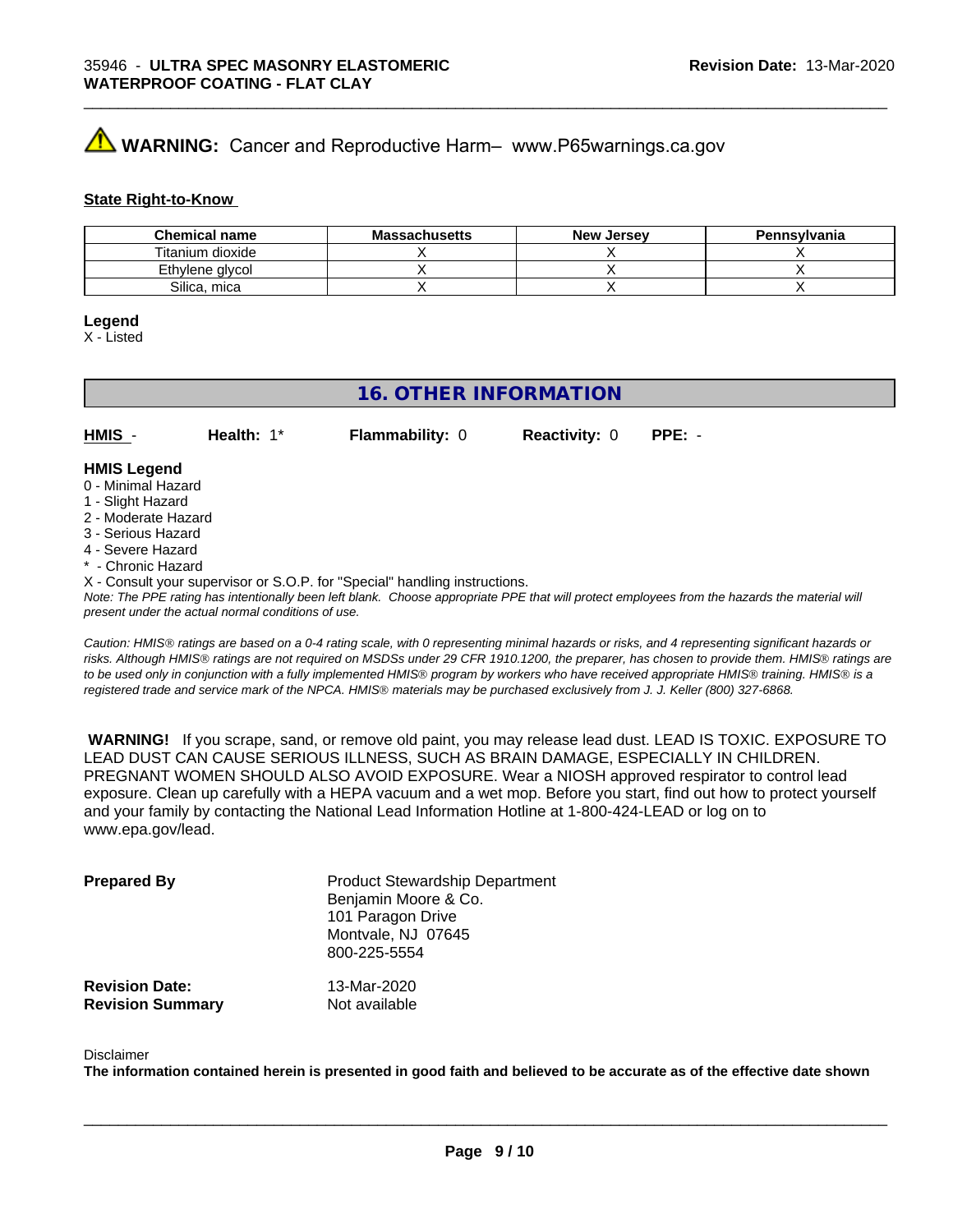**WARNING:** Cancer and Reproductive Harm– www.P65warnings.ca.gov

**State Right-to-Know**

| Chemical name | Massachusetts | New Jersey | Pennsylvania |
|---|---|---|---|
| Titanium dioxide | X | X | X |
| Ethylene glycol | X | X | X |
| Silica, mica | X | X | X |

**Legend**
X - Listed

## 16. OTHER INFORMATION

**HMIS** - **Health:** 1* **Flammability:** 0 **Reactivity:** 0 **PPE:** -

**HMIS Legend**
0 - Minimal Hazard
1 - Slight Hazard
2 - Moderate Hazard
3 - Serious Hazard
4 - Severe Hazard
* - Chronic Hazard
X - Consult your supervisor or S.O.P. for "Special" handling instructions.

*Note: The PPE rating has intentionally been left blank. Choose appropriate PPE that will protect employees from the hazards the material will present under the actual normal conditions of use.*

*Caution: HMIS® ratings are based on a 0-4 rating scale, with 0 representing minimal hazards or risks, and 4 representing significant hazards or risks. Although HMIS® ratings are not required on MSDSs under 29 CFR 1910.1200, the preparer, has chosen to provide them. HMIS® ratings are to be used only in conjunction with a fully implemented HMIS® program by workers who have received appropriate HMIS® training. HMIS® is a registered trade and service mark of the NPCA. HMIS® materials may be purchased exclusively from J. J. Keller (800) 327-6868.*

**WARNING!** If you scrape, sand, or remove old paint, you may release lead dust. LEAD IS TOXIC. EXPOSURE TO LEAD DUST CAN CAUSE SERIOUS ILLNESS, SUCH AS BRAIN DAMAGE, ESPECIALLY IN CHILDREN. PREGNANT WOMEN SHOULD ALSO AVOID EXPOSURE. Wear a NIOSH approved respirator to control lead exposure. Clean up carefully with a HEPA vacuum and a wet mop. Before you start, find out how to protect yourself and your family by contacting the National Lead Information Hotline at 1-800-424-LEAD or log on to www.epa.gov/lead.

**Prepared By**
Product Stewardship Department
Benjamin Moore & Co.
101 Paragon Drive
Montvale, NJ 07645
800-225-5554

**Revision Date:** 13-Mar-2020
**Revision Summary** Not available

Disclaimer
**The information contained herein is presented in good faith and believed to be accurate as of the effective date shown**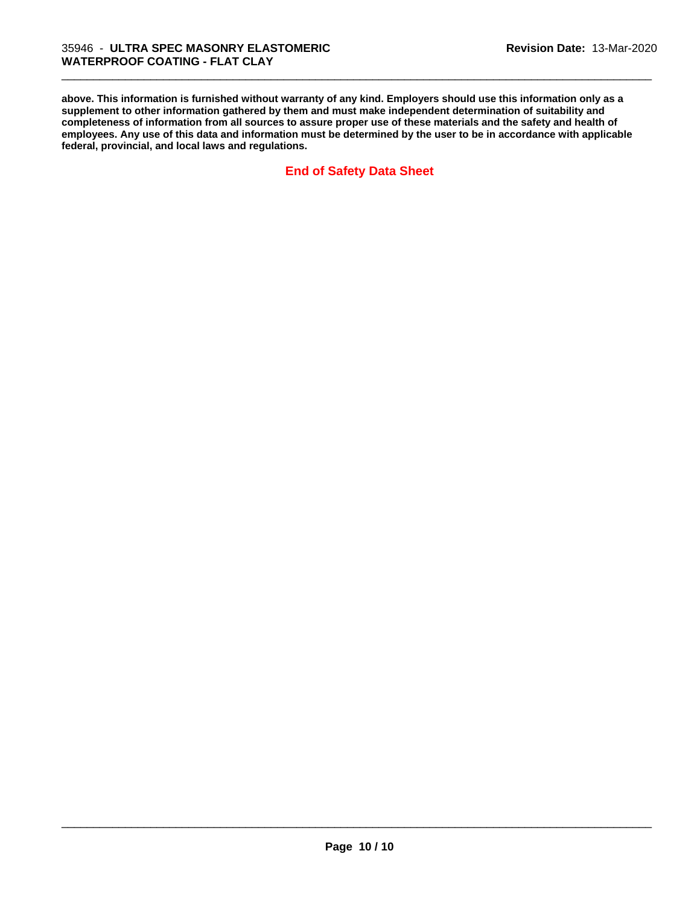**above. This information is furnished without warranty of any kind. Employers should use this information only as a supplement to other information gathered by them and must make independent determination of suitability and completeness of information from all sources to assure proper use of these materials and the safety and health of employees. Any use of this data and information must be determined by the user to be in accordance with applicable federal, provincial, and local laws and regulations.**

**End of Safety Data Sheet**